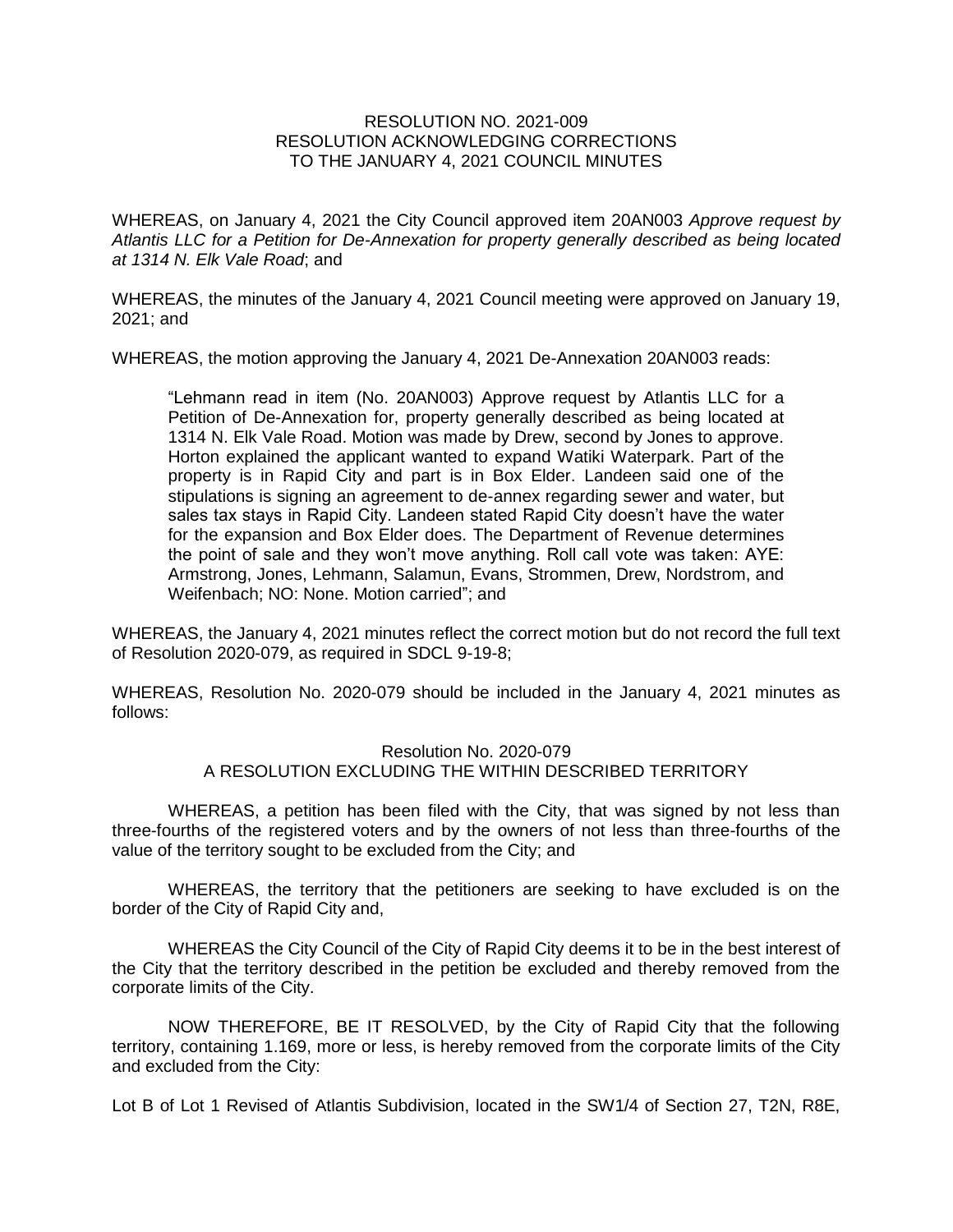# RESOLUTION NO. 2021-009
## RESOLUTION ACKNOWLEDGING CORRECTIONS TO THE JANUARY 4, 2021 COUNCIL MINUTES

WHEREAS, on January 4, 2021 the City Council approved item 20AN003 *Approve request by Atlantis LLC for a Petition for De-Annexation for property generally described as being located at 1314 N. Elk Vale Road*; and

WHEREAS, the minutes of the January 4, 2021 Council meeting were approved on January 19, 2021; and

WHEREAS, the motion approving the January 4, 2021 De-Annexation 20AN003 reads:

> "Lehmann read in item (No. 20AN003) Approve request by Atlantis LLC for a Petition of De-Annexation for, property generally described as being located at 1314 N. Elk Vale Road. Motion was made by Drew, second by Jones to approve. Horton explained the applicant wanted to expand Watiki Waterpark. Part of the property is in Rapid City and part is in Box Elder. Landeen said one of the stipulations is signing an agreement to de-annex regarding sewer and water, but sales tax stays in Rapid City. Landeen stated Rapid City doesn't have the water for the expansion and Box Elder does. The Department of Revenue determines the point of sale and they won't move anything. Roll call vote was taken: AYE: Armstrong, Jones, Lehmann, Salamun, Evans, Strommen, Drew, Nordstrom, and Weifenbach; NO: None. Motion carried"; and

WHEREAS, the January 4, 2021 minutes reflect the correct motion but do not record the full text of Resolution 2020-079, as required in SDCL 9-19-8;

WHEREAS, Resolution No. 2020-079 should be included in the January 4, 2021 minutes as follows:

### Resolution No. 2020-079
### A RESOLUTION EXCLUDING THE WITHIN DESCRIBED TERRITORY

WHEREAS, a petition has been filed with the City, that was signed by not less than three-fourths of the registered voters and by the owners of not less than three-fourths of the value of the territory sought to be excluded from the City; and

WHEREAS, the territory that the petitioners are seeking to have excluded is on the border of the City of Rapid City and,

WHEREAS the City Council of the City of Rapid City deems it to be in the best interest of the City that the territory described in the petition be excluded and thereby removed from the corporate limits of the City.

NOW THEREFORE, BE IT RESOLVED, by the City of Rapid City that the following territory, containing 1.169, more or less, is hereby removed from the corporate limits of the City and excluded from the City:

Lot B of Lot 1 Revised of Atlantis Subdivision, located in the SW1/4 of Section 27, T2N, R8E,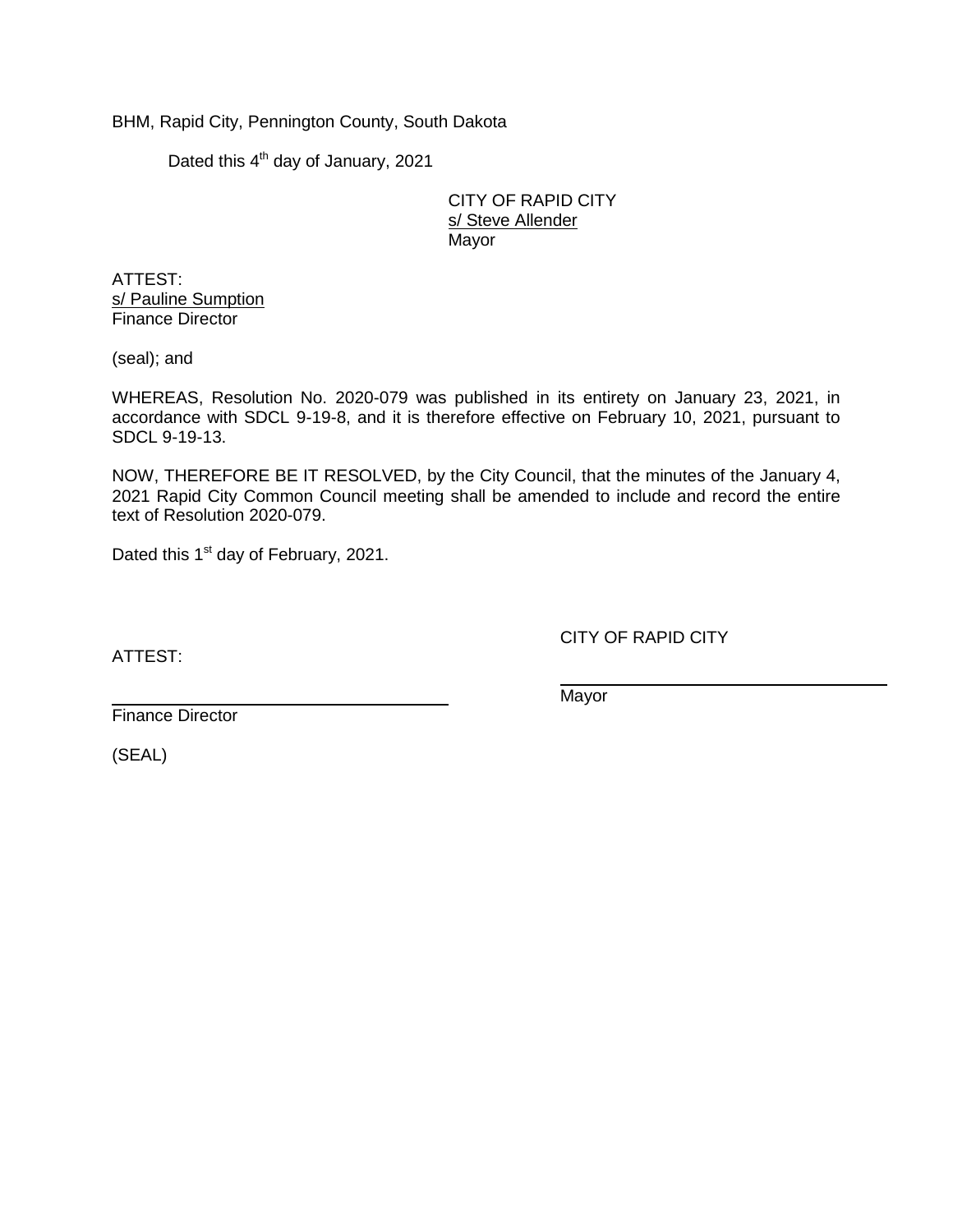BHM, Rapid City, Pennington County, South Dakota

Dated this 4th day of January, 2021

CITY OF RAPID CITY
s/ Steve Allender
Mayor

ATTEST:
s/ Pauline Sumption
Finance Director

(seal); and

WHEREAS, Resolution No. 2020-079 was published in its entirety on January 23, 2021, in accordance with SDCL 9-19-8, and it is therefore effective on February 10, 2021, pursuant to SDCL 9-19-13.

NOW, THEREFORE BE IT RESOLVED, by the City Council, that the minutes of the January 4, 2021 Rapid City Common Council meeting shall be amended to include and record the entire text of Resolution 2020-079.

Dated this 1st day of February, 2021.

CITY OF RAPID CITY

ATTEST:

______________________________
Mayor

______________________________
Finance Director

(SEAL)